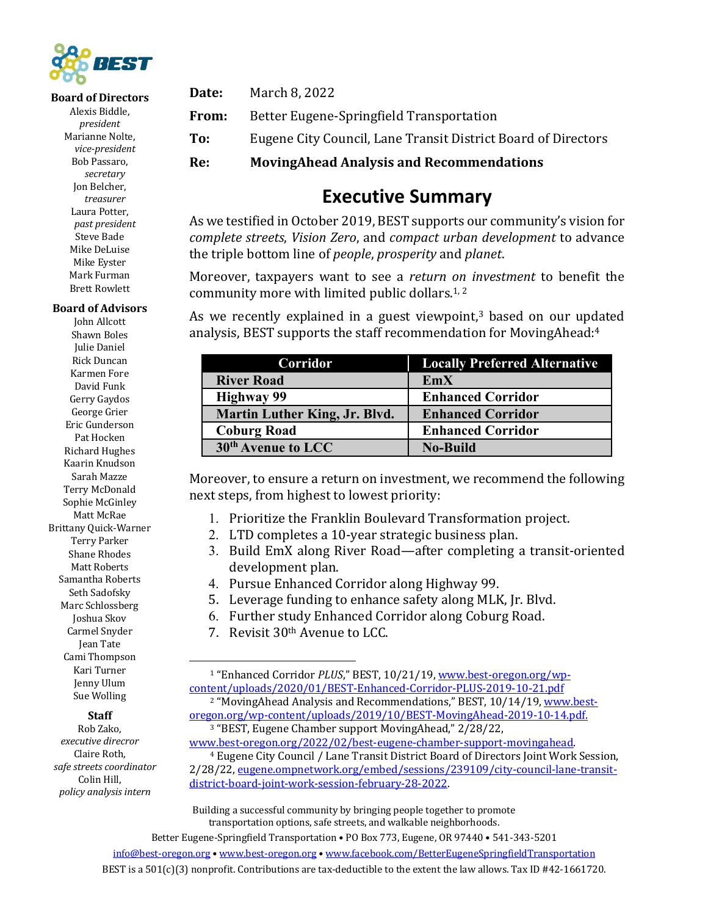**Board of Directors**
Alexis Biddle, *president*
Marianne Nolte, *vice-president*
Bob Passaro, *secretary*
Jon Belcher, *treasurer*
Laura Potter, *past president*
Steve Bade
Mike DeLuise
Mike Eyster
Mark Furman
Brett Rowlett

**Board of Advisors**
John Allcott
Shawn Boles
Julie Daniel
Rick Duncan
Karmen Fore
David Funk
Gerry Gaydos
George Grier
Eric Gunderson
Pat Hocken
Richard Hughes
Kaarin Knudson
Sarah Mazze
Terry McDonald
Sophie McGinley
Matt McRae
Brittany Quick-Warner
Terry Parker
Shane Rhodes
Matt Roberts
Samantha Roberts
Seth Sadofsky
Marc Schlossberg
Joshua Skov
Carmel Snyder
Jean Tate
Cami Thompson
Kari Turner
Jenny Ulum
Sue Wolling

**Staff**
Rob Zako, *executive direcror*
Claire Roth, *safe streets coordinator*
Colin Hill, *policy analysis intern*

**Date:** March 8, 2022

**From:** Better Eugene-Springfield Transportation

**To:** Eugene City Council, Lane Transit District Board of Directors

**Re:** **MovingAhead Analysis and Recommendations**

# Executive Summary

As we testified in October 2019, BEST supports our community's vision for *complete streets*, *Vision Zero*, and *compact urban development* to advance the triple bottom line of *people*, *prosperity* and *planet*.

Moreover, taxpayers want to see a *return on investment* to benefit the community more with limited public dollars.[1, 2]

As we recently explained in a guest viewpoint,[3] based on our updated analysis, BEST supports the staff recommendation for MovingAhead:[4]

| Corridor | Locally Preferred Alternative |
|---|---|
| River Road | EmX |
| Highway 99 | Enhanced Corridor |
| Martin Luther King, Jr. Blvd. | Enhanced Corridor |
| Coburg Road | Enhanced Corridor |
| 30th Avenue to LCC | No-Build |

Moreover, to ensure a return on investment, we recommend the following next steps, from highest to lowest priority:

1. Prioritize the Franklin Boulevard Transformation project.
2. LTD completes a 10-year strategic business plan.
3. Build EmX along River Road—after completing a transit-oriented development plan.
4. Pursue Enhanced Corridor along Highway 99.
5. Leverage funding to enhance safety along MLK, Jr. Blvd.
6. Further study Enhanced Corridor along Coburg Road.
7. Revisit 30th Avenue to LCC.

---

[1] "Enhanced Corridor *PLUS*," BEST, 10/21/19, www.best-oregon.org/wp-content/uploads/2020/01/BEST-Enhanced-Corridor-PLUS-2019-10-21.pdf

[2] "MovingAhead Analysis and Recommendations," BEST, 10/14/19, www.best-oregon.org/wp-content/uploads/2019/10/BEST-MovingAhead-2019-10-14.pdf.

[3] "BEST, Eugene Chamber support MovingAhead," 2/28/22, www.best-oregon.org/2022/02/best-eugene-chamber-support-movingahead.

[4] Eugene City Council / Lane Transit District Board of Directors Joint Work Session, 2/28/22, eugene.ompnetwork.org/embed/sessions/239109/city-council-lane-transit-district-board-joint-work-session-february-28-2022.

Building a successful community by bringing people together to promote transportation options, safe streets, and walkable neighborhoods.

Better Eugene-Springfield Transportation • PO Box 773, Eugene, OR 97440 • 541-343-5201

info@best-oregon.org • www.best-oregon.org • www.facebook.com/BetterEugeneSpringfieldTransportation

BEST is a 501(c)(3) nonprofit. Contributions are tax-deductible to the extent the law allows. Tax ID #42-1661720.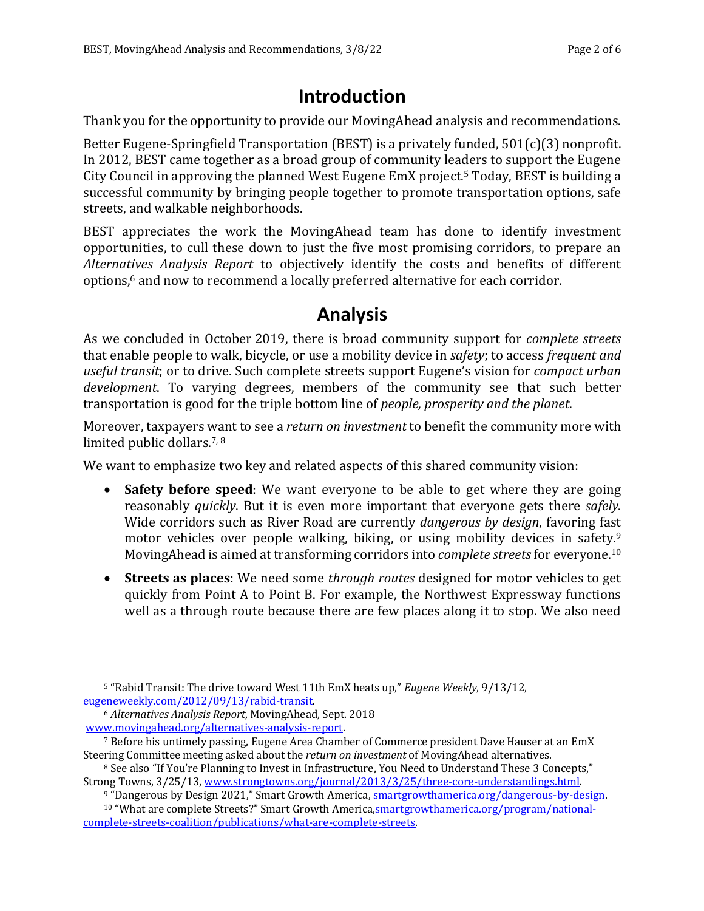# Introduction

Thank you for the opportunity to provide our MovingAhead analysis and recommendations.

Better Eugene-Springfield Transportation (BEST) is a privately funded, 501(c)(3) nonprofit. In 2012, BEST came together as a broad group of community leaders to support the Eugene City Council in approving the planned West Eugene EmX project.[5] Today, BEST is building a successful community by bringing people together to promote transportation options, safe streets, and walkable neighborhoods.

BEST appreciates the work the MovingAhead team has done to identify investment opportunities, to cull these down to just the five most promising corridors, to prepare an *Alternatives Analysis Report* to objectively identify the costs and benefits of different options,[6] and now to recommend a locally preferred alternative for each corridor.

# Analysis

As we concluded in October 2019, there is broad community support for *complete streets* that enable people to walk, bicycle, or use a mobility device in *safety*; to access *frequent and useful transit*; or to drive. Such complete streets support Eugene's vision for *compact urban development*. To varying degrees, members of the community see that such better transportation is good for the triple bottom line of *people, prosperity and the planet*.

Moreover, taxpayers want to see a *return on investment* to benefit the community more with limited public dollars.[7, 8]

We want to emphasize two key and related aspects of this shared community vision:

- **Safety before speed**: We want everyone to be able to get where they are going reasonably *quickly*. But it is even more important that everyone gets there *safely*. Wide corridors such as River Road are currently *dangerous by design*, favoring fast motor vehicles over people walking, biking, or using mobility devices in safety.[9] MovingAhead is aimed at transforming corridors into *complete streets* for everyone.[10]
- **Streets as places**: We need some *through routes* designed for motor vehicles to get quickly from Point A to Point B. For example, the Northwest Expressway functions well as a through route because there are few places along it to stop. We also need

---

[5] "Rabid Transit: The drive toward West 11th EmX heats up," *Eugene Weekly*, 9/13/12, eugeneweekly.com/2012/09/13/rabid-transit.

[6] *Alternatives Analysis Report*, MovingAhead, Sept. 2018 www.movingahead.org/alternatives-analysis-report.

[7] Before his untimely passing, Eugene Area Chamber of Commerce president Dave Hauser at an EmX Steering Committee meeting asked about the *return on investment* of MovingAhead alternatives.

[8] See also "If You're Planning to Invest in Infrastructure, You Need to Understand These 3 Concepts," Strong Towns, 3/25/13, www.strongtowns.org/journal/2013/3/25/three-core-understandings.html.

[9] "Dangerous by Design 2021," Smart Growth America, smartgrowthamerica.org/dangerous-by-design.

[10] "What are complete Streets?" Smart Growth America, smartgrowthamerica.org/program/national-complete-streets-coalition/publications/what-are-complete-streets.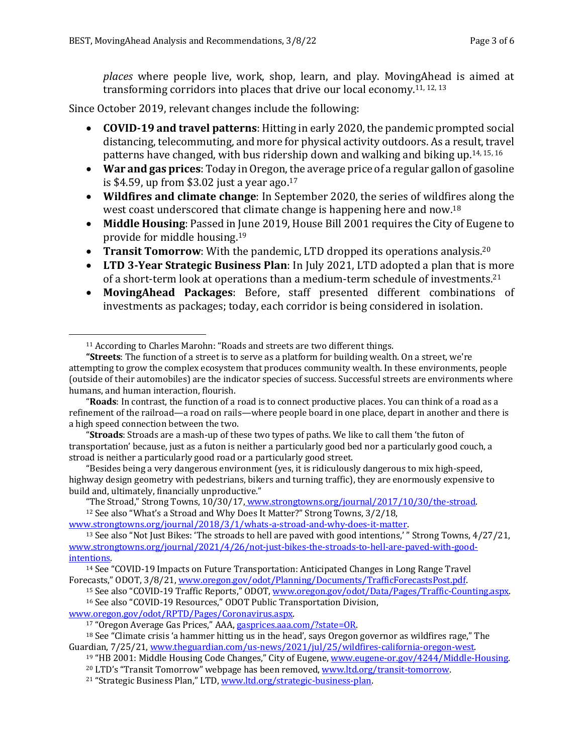*places* where people live, work, shop, learn, and play. MovingAhead is aimed at transforming corridors into places that drive our local economy.[11, 12, 13]

Since October 2019, relevant changes include the following:

- **COVID-19 and travel patterns**: Hitting in early 2020, the pandemic prompted social distancing, telecommuting, and more for physical activity outdoors. As a result, travel patterns have changed, with bus ridership down and walking and biking up.[14, 15, 16]
- **War and gas prices**: Today in Oregon, the average price of a regular gallon of gasoline is $4.59, up from $3.02 just a year ago.[17]
- **Wildfires and climate change**: In September 2020, the series of wildfires along the west coast underscored that climate change is happening here and now.[18]
- **Middle Housing**: Passed in June 2019, House Bill 2001 requires the City of Eugene to provide for middle housing.[19]
- **Transit Tomorrow**: With the pandemic, LTD dropped its operations analysis.[20]
- **LTD 3-Year Strategic Business Plan**: In July 2021, LTD adopted a plan that is more of a short-term look at operations than a medium-term schedule of investments.[21]
- **MovingAhead Packages**: Before, staff presented different combinations of investments as packages; today, each corridor is being considered in isolation.

---

[11] According to Charles Marohn: "Roads and streets are two different things.

**"Streets**: The function of a street is to serve as a platform for building wealth. On a street, we're attempting to grow the complex ecosystem that produces community wealth. In these environments, people (outside of their automobiles) are the indicator species of success. Successful streets are environments where humans, and human interaction, flourish.

"**Roads**: In contrast, the function of a road is to connect productive places. You can think of a road as a refinement of the railroad—a road on rails—where people board in one place, depart in another and there is a high speed connection between the two.

"**Stroads**: Stroads are a mash-up of these two types of paths. We like to call them 'the futon of transportation' because, just as a futon is neither a particularly good bed nor a particularly good couch, a stroad is neither a particularly good road or a particularly good street.

"Besides being a very dangerous environment (yes, it is ridiculously dangerous to mix high-speed, highway design geometry with pedestrians, bikers and turning traffic), they are enormously expensive to build and, ultimately, financially unproductive."

"The Stroad," Strong Towns, 10/30/17, www.strongtowns.org/journal/2017/10/30/the-stroad.

[12] See also "What's a Stroad and Why Does It Matter?" Strong Towns, 3/2/18, www.strongtowns.org/journal/2018/3/1/whats-a-stroad-and-why-does-it-matter.

[13] See also "Not Just Bikes: 'The stroads to hell are paved with good intentions,' " Strong Towns, 4/27/21, www.strongtowns.org/journal/2021/4/26/not-just-bikes-the-stroads-to-hell-are-paved-with-good-intentions.

[14] See "COVID-19 Impacts on Future Transportation: Anticipated Changes in Long Range Travel Forecasts," ODOT, 3/8/21, www.oregon.gov/odot/Planning/Documents/TrafficForecastsPost.pdf.

[15] See also "COVID-19 Traffic Reports," ODOT, www.oregon.gov/odot/Data/Pages/Traffic-Counting.aspx.

[16] See also "COVID-19 Resources," ODOT Public Transportation Division, www.oregon.gov/odot/RPTD/Pages/Coronavirus.aspx.

[17] "Oregon Average Gas Prices," AAA, gasprices.aaa.com/?state=OR.

[18] See "Climate crisis 'a hammer hitting us in the head', says Oregon governor as wildfires rage," The Guardian, 7/25/21, www.theguardian.com/us-news/2021/jul/25/wildfires-california-oregon-west.

[19] "HB 2001: Middle Housing Code Changes," City of Eugene, www.eugene-or.gov/4244/Middle-Housing.

[20] LTD's "Transit Tomorrow" webpage has been removed, www.ltd.org/transit-tomorrow.

[21] "Strategic Business Plan," LTD, www.ltd.org/strategic-business-plan.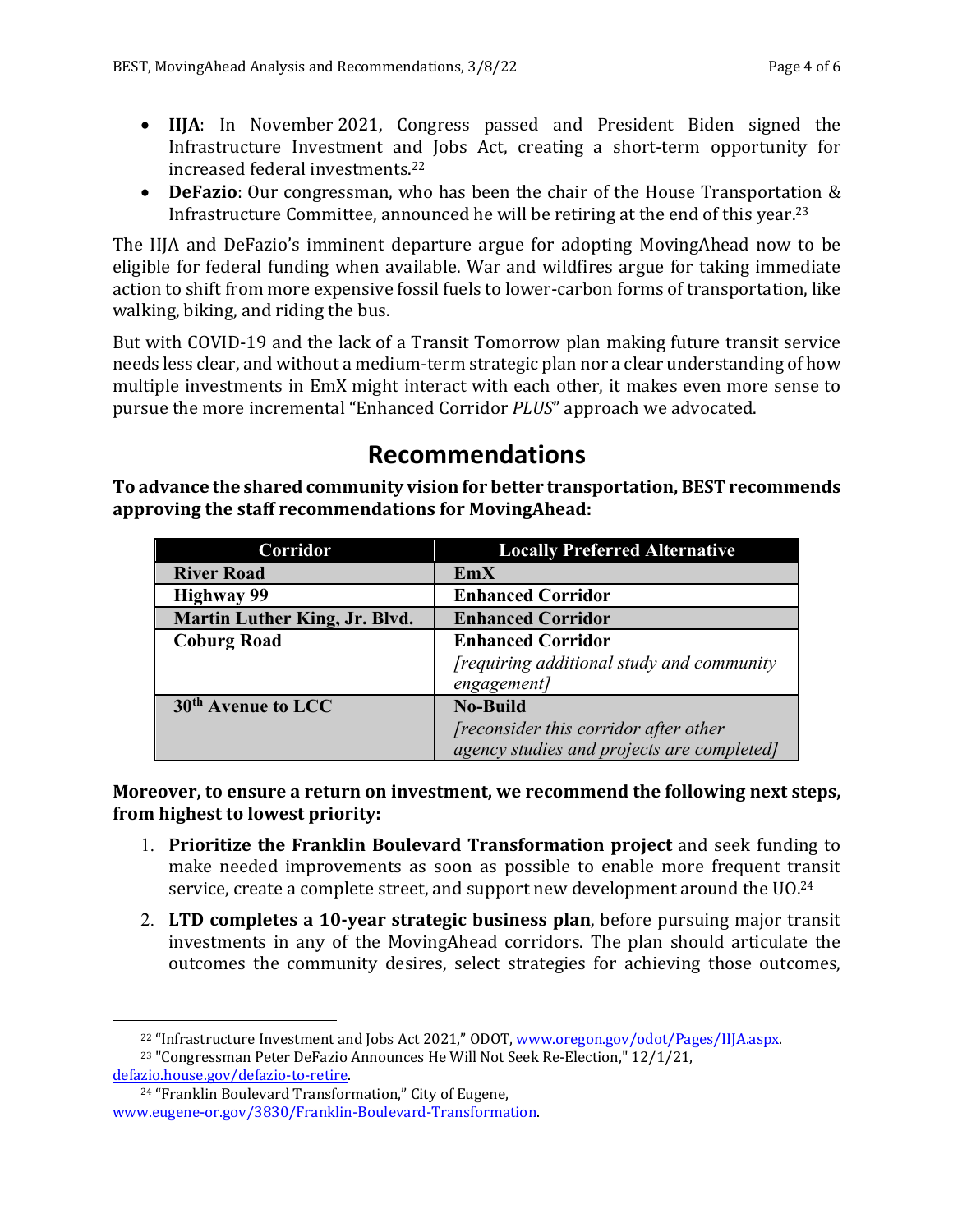- **IIJA**: In November 2021, Congress passed and President Biden signed the Infrastructure Investment and Jobs Act, creating a short-term opportunity for increased federal investments.[22]
- **DeFazio**: Our congressman, who has been the chair of the House Transportation & Infrastructure Committee, announced he will be retiring at the end of this year.[23]

The IIJA and DeFazio's imminent departure argue for adopting MovingAhead now to be eligible for federal funding when available. War and wildfires argue for taking immediate action to shift from more expensive fossil fuels to lower-carbon forms of transportation, like walking, biking, and riding the bus.

But with COVID-19 and the lack of a Transit Tomorrow plan making future transit service needs less clear, and without a medium-term strategic plan nor a clear understanding of how multiple investments in EmX might interact with each other, it makes even more sense to pursue the more incremental "Enhanced Corridor *PLUS*" approach we advocated.

# Recommendations

**To advance the shared community vision for better transportation, BEST recommends approving the staff recommendations for MovingAhead:**

| Corridor | Locally Preferred Alternative |
|---|---|
| **River Road** | **EmX** |
| **Highway 99** | **Enhanced Corridor** |
| **Martin Luther King, Jr. Blvd.** | **Enhanced Corridor** |
| **Coburg Road** | **Enhanced Corridor** *[requiring additional study and community engagement]* |
| **30th Avenue to LCC** | **No-Build** *[reconsider this corridor after other agency studies and projects are completed]* |

**Moreover, to ensure a return on investment, we recommend the following next steps, from highest to lowest priority:**

1. **Prioritize the Franklin Boulevard Transformation project** and seek funding to make needed improvements as soon as possible to enable more frequent transit service, create a complete street, and support new development around the UO.[24]
2. **LTD completes a 10-year strategic business plan**, before pursuing major transit investments in any of the MovingAhead corridors. The plan should articulate the outcomes the community desires, select strategies for achieving those outcomes,

[22] "Infrastructure Investment and Jobs Act 2021," ODOT, www.oregon.gov/odot/Pages/IIJA.aspx.

[23] "Congressman Peter DeFazio Announces He Will Not Seek Re-Election," 12/1/21, defazio.house.gov/defazio-to-retire.

[24] "Franklin Boulevard Transformation," City of Eugene, www.eugene-or.gov/3830/Franklin-Boulevard-Transformation.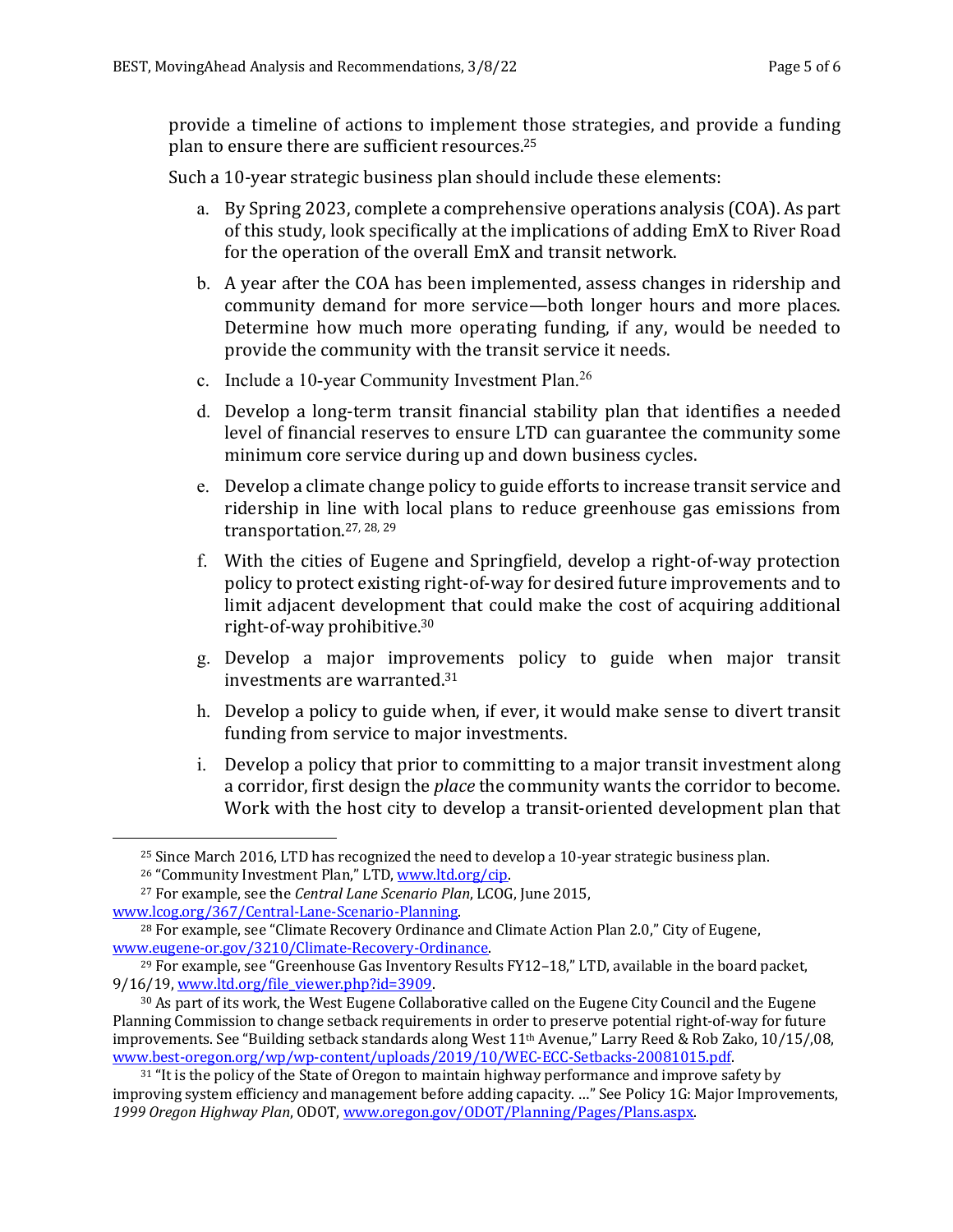provide a timeline of actions to implement those strategies, and provide a funding plan to ensure there are sufficient resources.[25]

Such a 10-year strategic business plan should include these elements:

a. By Spring 2023, complete a comprehensive operations analysis (COA). As part of this study, look specifically at the implications of adding EmX to River Road for the operation of the overall EmX and transit network.

b. A year after the COA has been implemented, assess changes in ridership and community demand for more service—both longer hours and more places. Determine how much more operating funding, if any, would be needed to provide the community with the transit service it needs.

c. Include a 10-year Community Investment Plan.[26]

d. Develop a long-term transit financial stability plan that identifies a needed level of financial reserves to ensure LTD can guarantee the community some minimum core service during up and down business cycles.

e. Develop a climate change policy to guide efforts to increase transit service and ridership in line with local plans to reduce greenhouse gas emissions from transportation.[27, 28, 29]

f. With the cities of Eugene and Springfield, develop a right-of-way protection policy to protect existing right-of-way for desired future improvements and to limit adjacent development that could make the cost of acquiring additional right-of-way prohibitive.[30]

g. Develop a major improvements policy to guide when major transit investments are warranted.[31]

h. Develop a policy to guide when, if ever, it would make sense to divert transit funding from service to major investments.

i. Develop a policy that prior to committing to a major transit investment along a corridor, first design the *place* the community wants the corridor to become. Work with the host city to develop a transit-oriented development plan that

---

[25] Since March 2016, LTD has recognized the need to develop a 10-year strategic business plan.

[26] "Community Investment Plan," LTD, www.ltd.org/cip.

[27] For example, see the *Central Lane Scenario Plan*, LCOG, June 2015, www.lcog.org/367/Central-Lane-Scenario-Planning.

[28] For example, see "Climate Recovery Ordinance and Climate Action Plan 2.0," City of Eugene, www.eugene-or.gov/3210/Climate-Recovery-Ordinance.

[29] For example, see "Greenhouse Gas Inventory Results FY12–18," LTD, available in the board packet, 9/16/19, www.ltd.org/file_viewer.php?id=3909.

[30] As part of its work, the West Eugene Collaborative called on the Eugene City Council and the Eugene Planning Commission to change setback requirements in order to preserve potential right-of-way for future improvements. See "Building setback standards along West 11th Avenue," Larry Reed & Rob Zako, 10/15/,08, www.best-oregon.org/wp/wp-content/uploads/2019/10/WEC-ECC-Setbacks-20081015.pdf.

[31] "It is the policy of the State of Oregon to maintain highway performance and improve safety by improving system efficiency and management before adding capacity. …" See Policy 1G: Major Improvements, *1999 Oregon Highway Plan*, ODOT, www.oregon.gov/ODOT/Planning/Pages/Plans.aspx.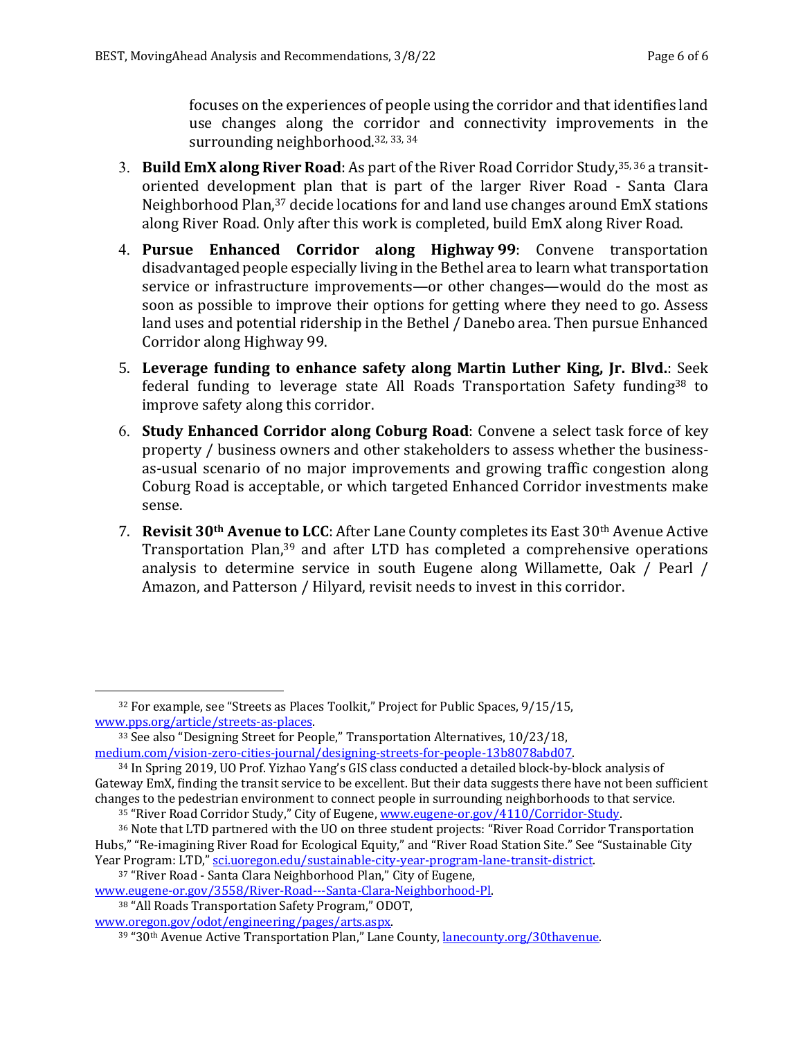focuses on the experiences of people using the corridor and that identifies land use changes along the corridor and connectivity improvements in the surrounding neighborhood.[32, 33, 34]

3. **Build EmX along River Road**: As part of the River Road Corridor Study,[35, 36] a transit-oriented development plan that is part of the larger River Road - Santa Clara Neighborhood Plan,[37] decide locations for and land use changes around EmX stations along River Road. Only after this work is completed, build EmX along River Road.

4. **Pursue Enhanced Corridor along Highway 99**: Convene transportation disadvantaged people especially living in the Bethel area to learn what transportation service or infrastructure improvements—or other changes—would do the most as soon as possible to improve their options for getting where they need to go. Assess land uses and potential ridership in the Bethel / Danebo area. Then pursue Enhanced Corridor along Highway 99.

5. **Leverage funding to enhance safety along Martin Luther King, Jr. Blvd.**: Seek federal funding to leverage state All Roads Transportation Safety funding[38] to improve safety along this corridor.

6. **Study Enhanced Corridor along Coburg Road**: Convene a select task force of key property / business owners and other stakeholders to assess whether the business-as-usual scenario of no major improvements and growing traffic congestion along Coburg Road is acceptable, or which targeted Enhanced Corridor investments make sense.

7. **Revisit 30th Avenue to LCC**: After Lane County completes its East 30th Avenue Active Transportation Plan,[39] and after LTD has completed a comprehensive operations analysis to determine service in south Eugene along Willamette, Oak / Pearl / Amazon, and Patterson / Hilyard, revisit needs to invest in this corridor.

---

[32] For example, see "Streets as Places Toolkit," Project for Public Spaces, 9/15/15, www.pps.org/article/streets-as-places.

[33] See also "Designing Street for People," Transportation Alternatives, 10/23/18, medium.com/vision-zero-cities-journal/designing-streets-for-people-13b8078abd07.

[34] In Spring 2019, UO Prof. Yizhao Yang's GIS class conducted a detailed block-by-block analysis of Gateway EmX, finding the transit service to be excellent. But their data suggests there have not been sufficient changes to the pedestrian environment to connect people in surrounding neighborhoods to that service.

[35] "River Road Corridor Study," City of Eugene, www.eugene-or.gov/4110/Corridor-Study.

[36] Note that LTD partnered with the UO on three student projects: "River Road Corridor Transportation Hubs," "Re-imagining River Road for Ecological Equity," and "River Road Station Site." See "Sustainable City Year Program: LTD," sci.uoregon.edu/sustainable-city-year-program-lane-transit-district.

[37] "River Road - Santa Clara Neighborhood Plan," City of Eugene, www.eugene-or.gov/3558/River-Road---Santa-Clara-Neighborhood-Pl.

[38] "All Roads Transportation Safety Program," ODOT, www.oregon.gov/odot/engineering/pages/arts.aspx.

[39] "30th Avenue Active Transportation Plan," Lane County, lanecounty.org/30thavenue.